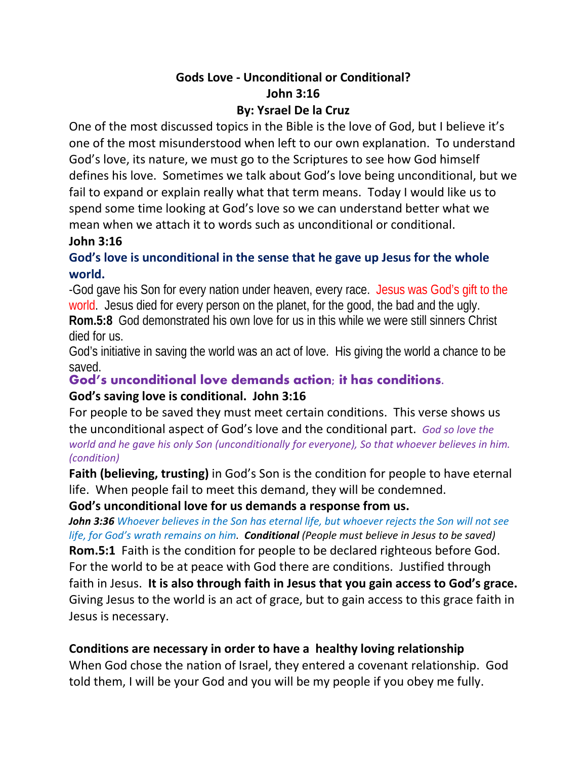# Gods Love - Unconditional or Conditional?
## John 3:16
### By: Ysrael De la Cruz

One of the most discussed topics in the Bible is the love of God, but I believe it's one of the most misunderstood when left to our own explanation. To understand God's love, its nature, we must go to the Scriptures to see how God himself defines his love. Sometimes we talk about God's love being unconditional, but we fail to expand or explain really what that term means. Today I would like us to spend some time looking at God's love so we can understand better what we mean when we attach it to words such as unconditional or conditional.

**John 3:16**

**God's love is unconditional in the sense that he gave up Jesus for the whole world.**

-God gave his Son for every nation under heaven, every race. Jesus was God's gift to the world. Jesus died for every person on the planet, for the good, the bad and the ugly.

**Rom.5:8** God demonstrated his own love for us in this while we were still sinners Christ died for us.

God's initiative in saving the world was an act of love. His giving the world a chance to be saved.

**God's unconditional love demands action; it has conditions.**

**God's saving love is conditional. John 3:16**

For people to be saved they must meet certain conditions. This verse shows us the unconditional aspect of God's love and the conditional part. *God so love the world and he gave his only Son (unconditionally for everyone), So that whoever believes in him. (condition)*

**Faith (believing, trusting)** in God's Son is the condition for people to have eternal life. When people fail to meet this demand, they will be condemned.

**God's unconditional love for us demands a response from us.**

***John 3:36*** *Whoever believes in the Son has eternal life, but whoever rejects the Son will not see life, for God's wrath remains on him.* ***Conditional*** *(People must believe in Jesus to be saved)*

**Rom.5:1** Faith is the condition for people to be declared righteous before God. For the world to be at peace with God there are conditions. Justified through faith in Jesus. **It is also through faith in Jesus that you gain access to God's grace.** Giving Jesus to the world is an act of grace, but to gain access to this grace faith in Jesus is necessary.

**Conditions are necessary in order to have a healthy loving relationship**

When God chose the nation of Israel, they entered a covenant relationship. God told them, I will be your God and you will be my people if you obey me fully.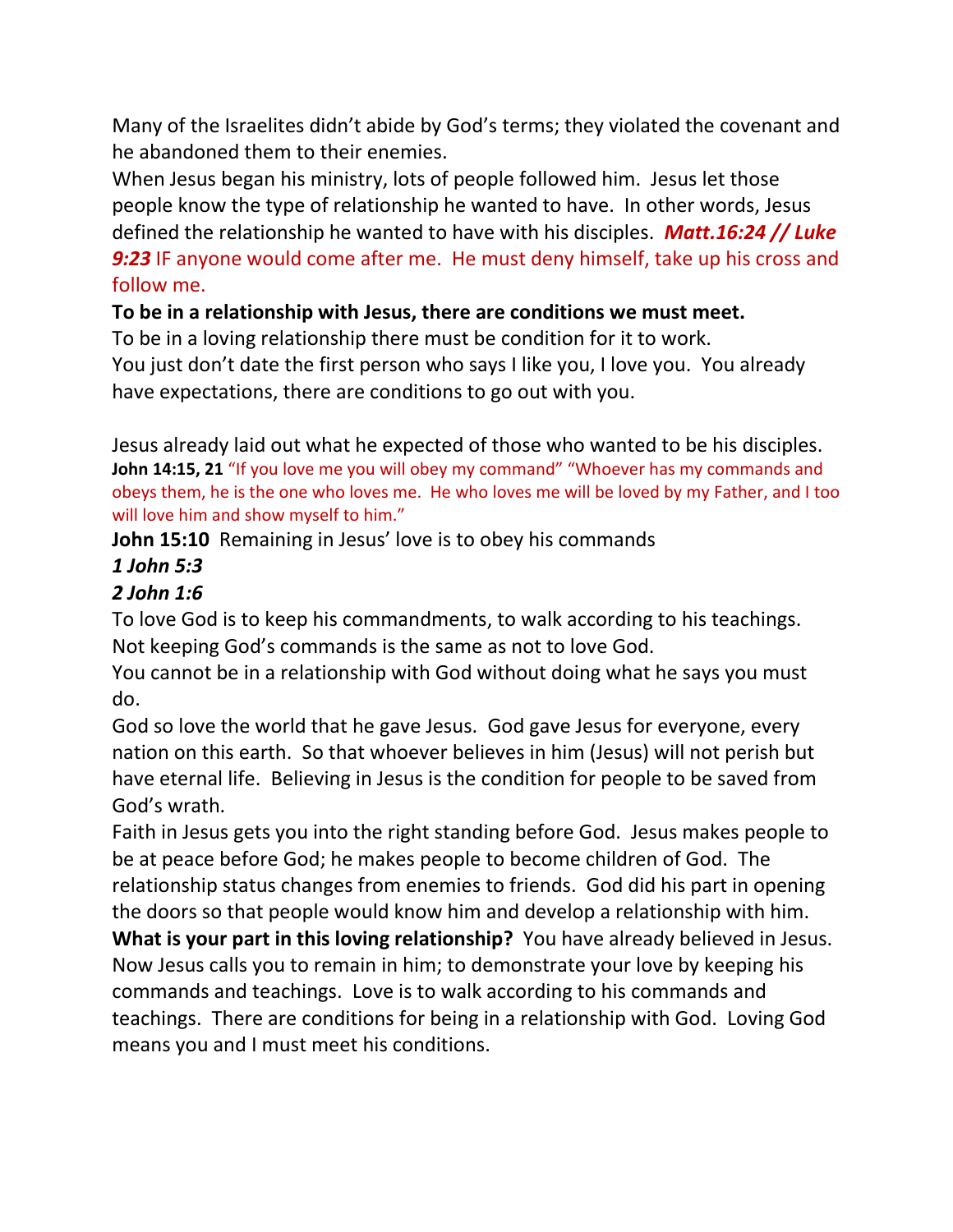Many of the Israelites didn't abide by God's terms; they violated the covenant and he abandoned them to their enemies.

When Jesus began his ministry, lots of people followed him. Jesus let those people know the type of relationship he wanted to have. In other words, Jesus defined the relationship he wanted to have with his disciples. ***Matt.16:24 // Luke 9:23*** IF anyone would come after me. He must deny himself, take up his cross and follow me.

**To be in a relationship with Jesus, there are conditions we must meet.**

To be in a loving relationship there must be condition for it to work.

You just don't date the first person who says I like you, I love you. You already have expectations, there are conditions to go out with you.

Jesus already laid out what he expected of those who wanted to be his disciples.

**John 14:15, 21** "If you love me you will obey my command" "Whoever has my commands and obeys them, he is the one who loves me. He who loves me will be loved by my Father, and I too will love him and show myself to him."

**John 15:10** Remaining in Jesus' love is to obey his commands

***1 John 5:3***

***2 John 1:6***

To love God is to keep his commandments, to walk according to his teachings.

Not keeping God's commands is the same as not to love God.

You cannot be in a relationship with God without doing what he says you must do.

God so love the world that he gave Jesus. God gave Jesus for everyone, every nation on this earth. So that whoever believes in him (Jesus) will not perish but have eternal life. Believing in Jesus is the condition for people to be saved from God's wrath.

Faith in Jesus gets you into the right standing before God. Jesus makes people to be at peace before God; he makes people to become children of God. The relationship status changes from enemies to friends. God did his part in opening the doors so that people would know him and develop a relationship with him.

**What is your part in this loving relationship?** You have already believed in Jesus. Now Jesus calls you to remain in him; to demonstrate your love by keeping his commands and teachings. Love is to walk according to his commands and teachings. There are conditions for being in a relationship with God. Loving God means you and I must meet his conditions.